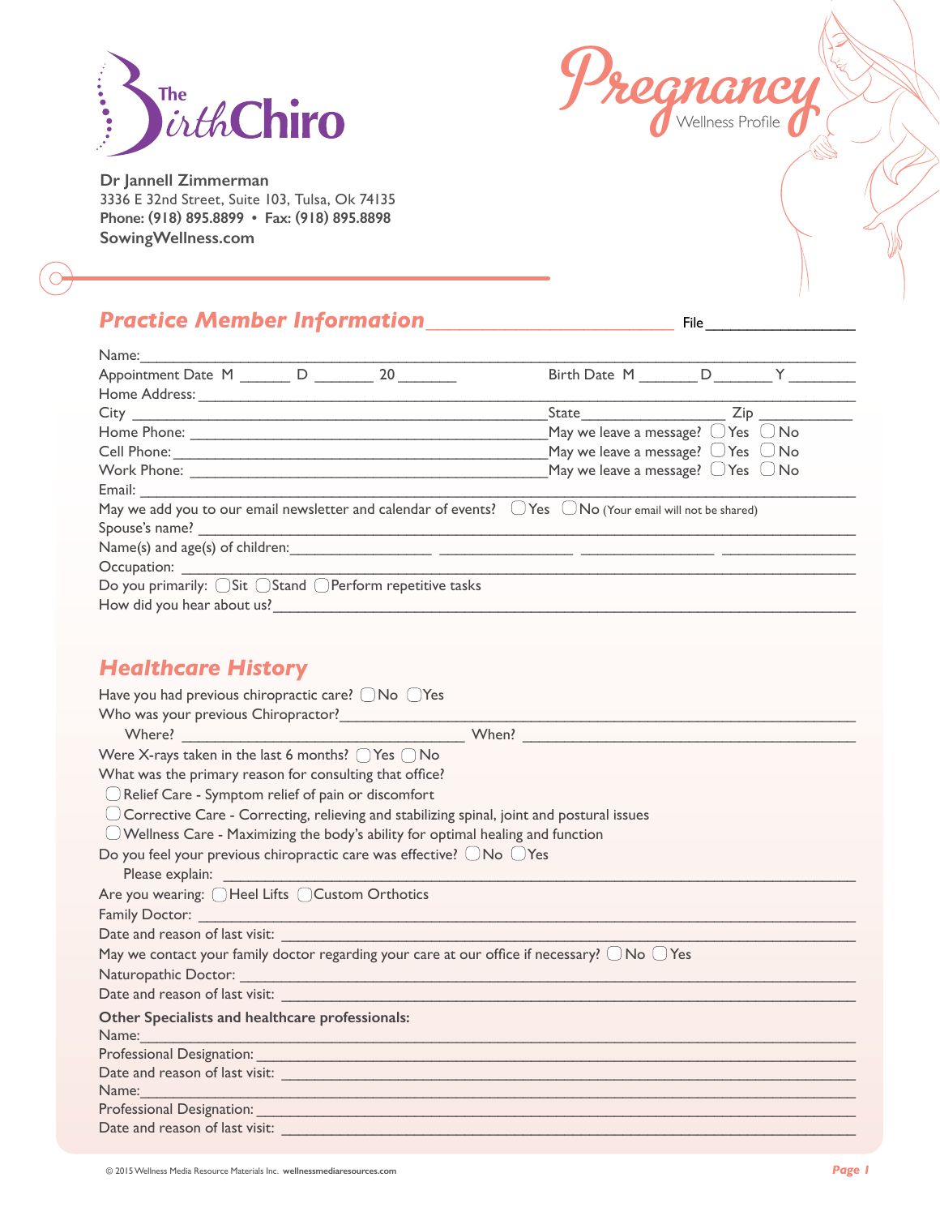The BirthChiro

# Pregnancy

Wellness Profile

**Dr Jannell Zimmerman**
3336 E 32nd Street, Suite 103, Tulsa, Ok 74135
**Phone: (918) 895.8899 • Fax: (918) 895.8898**
**SowingWellness.com**

## Practice Member Information

File____________________

Name:_______________________________________________________________________________

Appointment Date M ______ D _______ 20 _______     Birth Date M _______ D _______ Y ________

Home Address: _______________________________________________________________________

City _______________________________________________ State _________________ Zip ___________

Home Phone: ________________________________________ May we leave a message? ◯ Yes ◯ No

Cell Phone: _________________________________________ May we leave a message? ◯ Yes ◯ No

Work Phone: ________________________________________ May we leave a message? ◯ Yes ◯ No

Email: _______________________________________________________________________________

May we add you to our email newsletter and calendar of events? ◯ Yes ◯ No (Your email will not be shared)

Spouse's name? ______________________________________________________________________

Name(s) and age(s) of children:_________________ _________________ _________________ _________________

Occupation: __________________________________________________________________________

Do you primarily: ◯ Sit ◯ Stand ◯ Perform repetitive tasks

How did you hear about us?____________________________________________________________

## Healthcare History

Have you had previous chiropractic care? ◯ No ◯ Yes

Who was your previous Chiropractor?____________________________________________________

Where? ________________________________ When? ______________________________________

Were X-rays taken in the last 6 months? ◯ Yes ◯ No

What was the primary reason for consulting that office?

◯ Relief Care - Symptom relief of pain or discomfort

◯ Corrective Care - Correcting, relieving and stabilizing spinal, joint and postural issues

◯ Wellness Care - Maximizing the body's ability for optimal healing and function

Do you feel your previous chiropractic care was effective? ◯ No ◯ Yes

Please explain: ______________________________________________________________________

Are you wearing: ◯ Heel Lifts ◯ Custom Orthotics

Family Doctor: _______________________________________________________________________

Date and reason of last visit: ___________________________________________________________

May we contact your family doctor regarding your care at our office if necessary? ◯ No ◯ Yes

Naturopathic Doctor: __________________________________________________________________

Date and reason of last visit: ___________________________________________________________

**Other Specialists and healthcare professionals:**

Name:_______________________________________________________________________________

Professional Designation: _______________________________________________________________

Date and reason of last visit: ___________________________________________________________

Name:_______________________________________________________________________________

Professional Designation: _______________________________________________________________

Date and reason of last visit: ___________________________________________________________

© 2015 Wellness Media Resource Materials Inc. wellnessmediaresources.com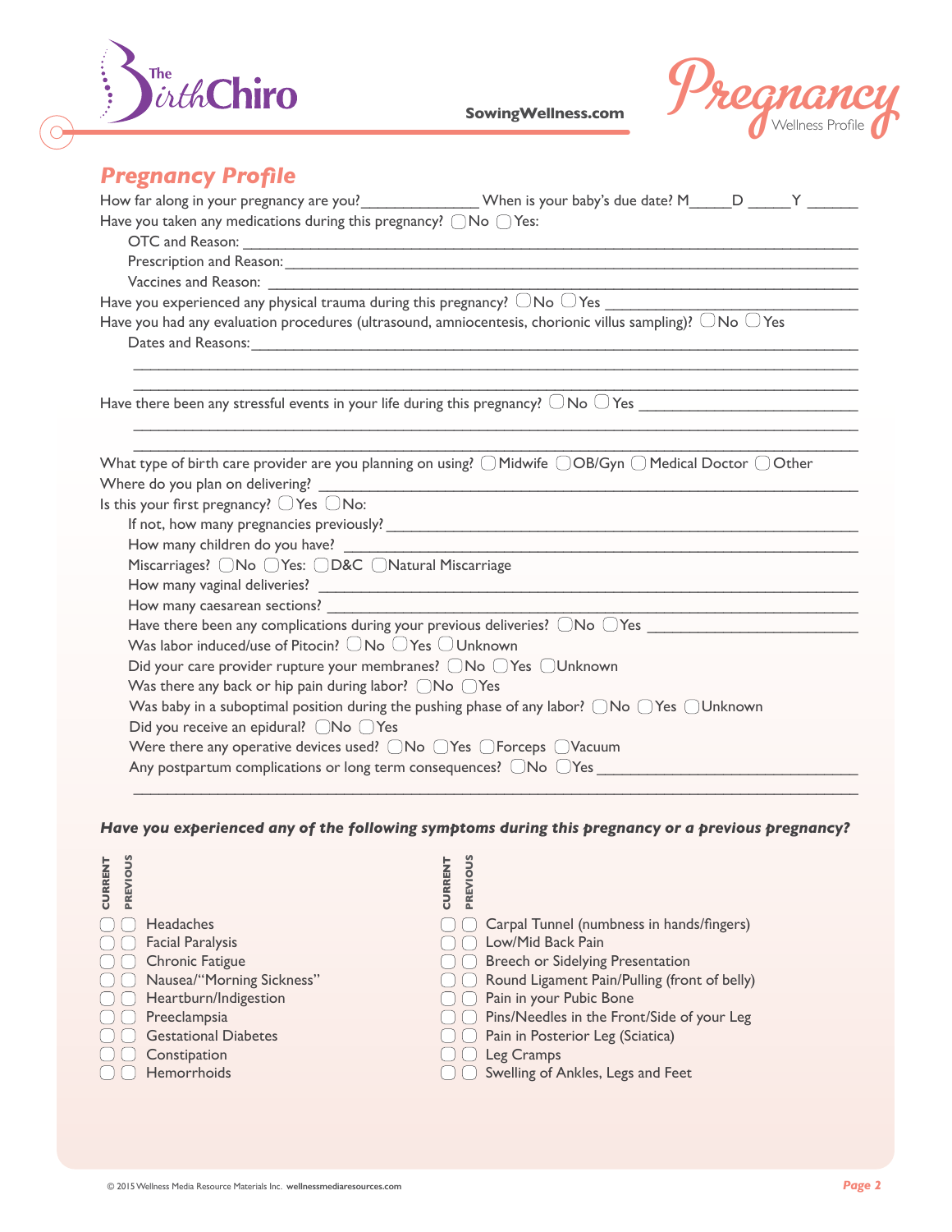## Pregnancy Profile

How far along in your pregnancy are you?______________ When is your baby's due date? M_____D _____Y ______

Have you taken any medications during this pregnancy? ▢ No ▢ Yes:

- OTC and Reason: ____________________
- Prescription and Reason: ____________________
- Vaccines and Reason: ____________________

Have you experienced any physical trauma during this pregnancy? ▢ No ▢ Yes ____________________

Have you had any evaluation procedures (ultrasound, amniocentesis, chorionic villus sampling)? ▢ No ▢ Yes

Dates and Reasons: ____________________

____________________

____________________

Have there been any stressful events in your life during this pregnancy? ▢ No ▢ Yes ____________________

____________________

____________________

What type of birth care provider are you planning on using? ▢ Midwife ▢ OB/Gyn ▢ Medical Doctor ▢ Other

Where do you plan on delivering? ____________________

Is this your first pregnancy? ▢ Yes ▢ No:

- If not, how many pregnancies previously? ____________________
- How many children do you have? ____________________
- Miscarriages? ▢ No ▢ Yes: ▢ D&C ▢ Natural Miscarriage
- How many vaginal deliveries? ____________________
- How many caesarean sections? ____________________
- Have there been any complications during your previous deliveries? ▢ No ▢ Yes ____________________
- Was labor induced/use of Pitocin? ▢ No ▢ Yes ▢ Unknown
- Did your care provider rupture your membranes? ▢ No ▢ Yes ▢ Unknown
- Was there any back or hip pain during labor? ▢ No ▢ Yes
- Was baby in a suboptimal position during the pushing phase of any labor? ▢ No ▢ Yes ▢ Unknown
- Did you receive an epidural? ▢ No ▢ Yes
- Were there any operative devices used? ▢ No ▢ Yes ▢ Forceps ▢ Vacuum
- Any postpartum complications or long term consequences? ▢ No ▢ Yes ____________________

____________________

***Have you experienced any of the following symptoms during this pregnancy or a previous pregnancy?***

| CURRENT | PREVIOUS | Symptom |
|---|---|---|
| ▢ | ▢ | Headaches |
| ▢ | ▢ | Facial Paralysis |
| ▢ | ▢ | Chronic Fatigue |
| ▢ | ▢ | Nausea/"Morning Sickness" |
| ▢ | ▢ | Heartburn/Indigestion |
| ▢ | ▢ | Preeclampsia |
| ▢ | ▢ | Gestational Diabetes |
| ▢ | ▢ | Constipation |
| ▢ | ▢ | Hemorrhoids |

| CURRENT | PREVIOUS | Symptom |
|---|---|---|
| ▢ | ▢ | Carpal Tunnel (numbness in hands/fingers) |
| ▢ | ▢ | Low/Mid Back Pain |
| ▢ | ▢ | Breech or Sidelying Presentation |
| ▢ | ▢ | Round Ligament Pain/Pulling (front of belly) |
| ▢ | ▢ | Pain in your Pubic Bone |
| ▢ | ▢ | Pins/Needles in the Front/Side of your Leg |
| ▢ | ▢ | Pain in Posterior Leg (Sciatica) |
| ▢ | ▢ | Leg Cramps |
| ▢ | ▢ | Swelling of Ankles, Legs and Feet |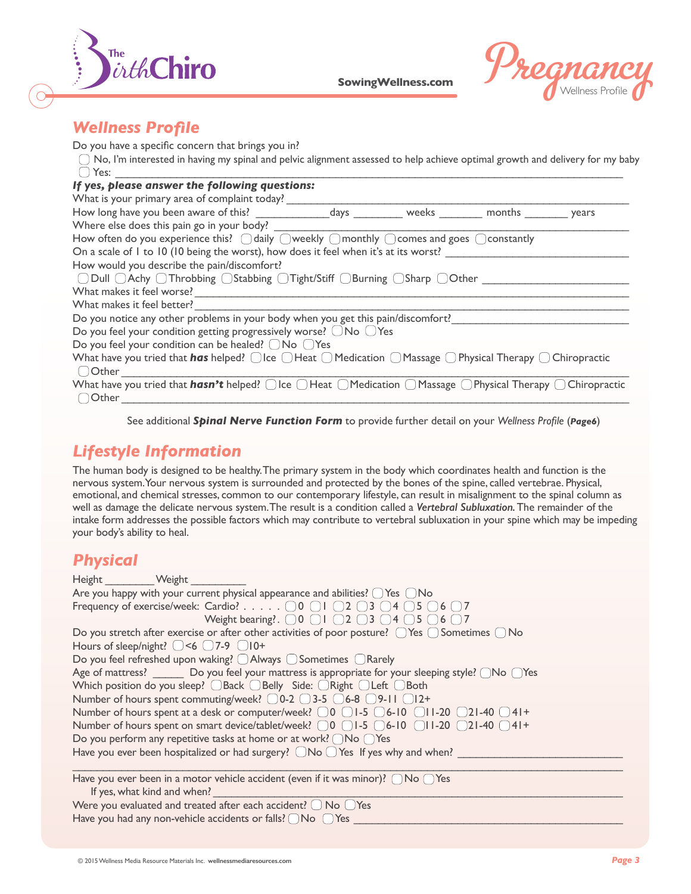## Wellness Profile

Do you have a specific concern that brings you in?

- ▢ No, I'm interested in having my spinal and pelvic alignment assessed to help achieve optimal growth and delivery for my baby
- ▢ Yes: ______________________________________________________________________

***If yes, please answer the following questions:***

What is your primary area of complaint today? ______________________________________________

How long have you been aware of this? ____________days ________ weeks _______ months _______ years

Where else does this pain go in your body? ______________________________________________

How often do you experience this? ▢ daily ▢ weekly ▢ monthly ▢ comes and goes ▢ constantly

On a scale of 1 to 10 (10 being the worst), how does it feel when it's at its worst? ____________________

How would you describe the pain/discomfort?

▢ Dull ▢ Achy ▢ Throbbing ▢ Stabbing ▢ Tight/Stiff ▢ Burning ▢ Sharp ▢ Other ____________________

What makes it feel worse? ______________________________________________

What makes it feel better? ______________________________________________

Do you notice any other problems in your body when you get this pain/discomfort? ____________________

Do you feel your condition getting progressively worse? ▢ No ▢ Yes

Do you feel your condition can be healed? ▢ No ▢ Yes

What have you tried that ***has*** helped? ▢ Ice ▢ Heat ▢ Medication ▢ Massage ▢ Physical Therapy ▢ Chiropractic ▢ Other ______________________________________________

What have you tried that ***hasn't*** helped? ▢ Ice ▢ Heat ▢ Medication ▢ Massage ▢ Physical Therapy ▢ Chiropractic ▢ Other ______________________________________________

See additional ***Spinal Nerve Function Form*** to provide further detail on your *Wellness Profile* (***Page6***)

## Lifestyle Information

The human body is designed to be healthy. The primary system in the body which coordinates health and function is the nervous system. Your nervous system is surrounded and protected by the bones of the spine, called vertebrae. Physical, emotional, and chemical stresses, common to our contemporary lifestyle, can result in misalignment to the spinal column as well as damage the delicate nervous system. The result is a condition called a ***Vertebral Subluxation.*** The remainder of the intake form addresses the possible factors which may contribute to vertebral subluxation in your spine which may be impeding your body's ability to heal.

## Physical

Height ________ Weight _________

Are you happy with your current physical appearance and abilities? ▢ Yes ▢ No

Frequency of exercise/week: Cardio? . . . . . ▢ 0 ▢ 1 ▢ 2 ▢ 3 ▢ 4 ▢ 5 ▢ 6 ▢ 7

Weight bearing? . ▢ 0 ▢ 1 ▢ 2 ▢ 3 ▢ 4 ▢ 5 ▢ 6 ▢ 7

Do you stretch after exercise or after other activities of poor posture? ▢ Yes ▢ Sometimes ▢ No

Hours of sleep/night? ▢ <6 ▢ 7-9 ▢ 10+

Do you feel refreshed upon waking? ▢ Always ▢ Sometimes ▢ Rarely

Age of mattress? _____ Do you feel your mattress is appropriate for your sleeping style? ▢ No ▢ Yes

Which position do you sleep? ▢ Back ▢ Belly Side: ▢ Right ▢ Left ▢ Both

Number of hours spent commuting/week? ▢ 0-2 ▢ 3-5 ▢ 6-8 ▢ 9-11 ▢ 12+

Number of hours spent at a desk or computer/week? ▢ 0 ▢ 1-5 ▢ 6-10 ▢ 11-20 ▢ 21-40 ▢ 41+

Number of hours spent on smart device/tablet/week? ▢ 0 ▢ 1-5 ▢ 6-10 ▢ 11-20 ▢ 21-40 ▢ 41+

Do you perform any repetitive tasks at home or at work? ▢ No ▢ Yes

Have you ever been hospitalized or had surgery? ▢ No ▢ Yes If yes why and when? ____________________

______________________________________________________________________

Have you ever been in a motor vehicle accident (even if it was minor)? ▢ No ▢ Yes

If yes, what kind and when? ______________________________________________

Were you evaluated and treated after each accident? ▢ No ▢ Yes

Have you had any non-vehicle accidents or falls? ▢ No ▢ Yes ______________________________________________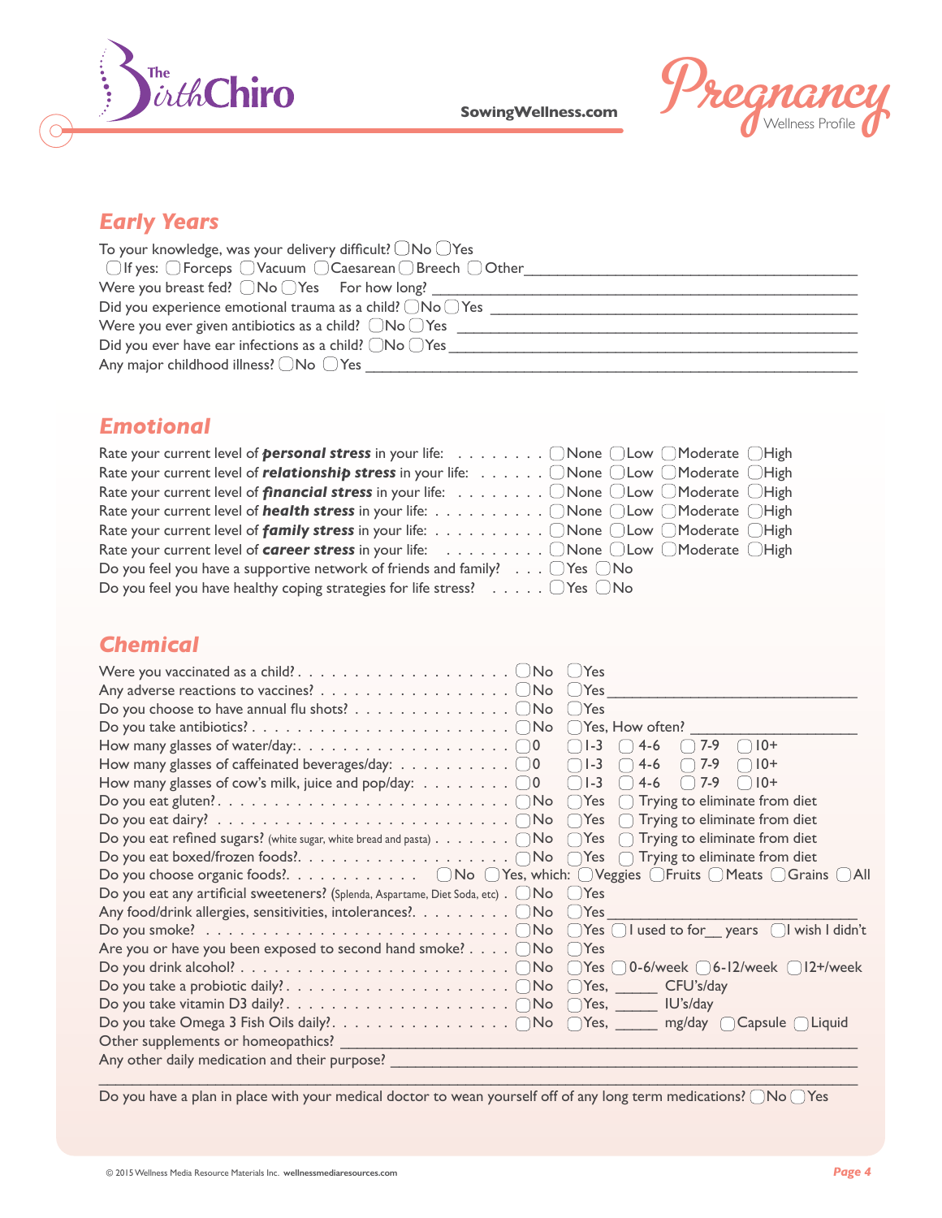# Pregnancy Wellness Profile

SowingWellness.com

## Early Years

To your knowledge, was your delivery difficult? ◯No ◯Yes

◯If yes: ◯Forceps ◯Vacuum ◯Caesarean ◯Breech ◯Other_______________

Were you breast fed? ◯No ◯Yes For how long? _______________

Did you experience emotional trauma as a child? ◯No ◯Yes _______________

Were you ever given antibiotics as a child? ◯No ◯Yes _______________

Did you ever have ear infections as a child? ◯No ◯Yes _______________

Any major childhood illness? ◯No ◯Yes _______________

## Emotional

Rate your current level of ***personal stress*** in your life: . . . . . . . . ◯None ◯Low ◯Moderate ◯High

Rate your current level of ***relationship stress*** in your life: . . . . . . ◯None ◯Low ◯Moderate ◯High

Rate your current level of ***financial stress*** in your life: . . . . . . . . ◯None ◯Low ◯Moderate ◯High

Rate your current level of **health stress** in your life: . . . . . . . . . . ◯None ◯Low ◯Moderate ◯High

Rate your current level of ***family stress*** in your life: . . . . . . . . . . ◯None ◯Low ◯Moderate ◯High

Rate your current level of ***career stress*** in your life: . . . . . . . . . ◯None ◯Low ◯Moderate ◯High

Do you feel you have a supportive network of friends and family? . . . ◯Yes ◯No

Do you feel you have healthy coping strategies for life stress? . . . . . ◯Yes ◯No

## Chemical

Were you vaccinated as a child? . . . . . . . . . . . . . . . . . . . ◯No ◯Yes

Any adverse reactions to vaccines? . . . . . . . . . . . . . . . . . ◯No ◯Yes_______________

Do you choose to have annual flu shots? . . . . . . . . . . . . . . ◯No ◯Yes

Do you take antibiotics? . . . . . . . . . . . . . . . . . . . . . . . ◯No ◯Yes, How often? _______________

How many glasses of water/day: . . . . . . . . . . . . . . . . . . . ◯0 ◯1-3 ◯4-6 ◯7-9 ◯10+

How many glasses of caffeinated beverages/day: . . . . . . . . . . ◯0 ◯1-3 ◯4-6 ◯7-9 ◯10+

How many glasses of cow's milk, juice and pop/day: . . . . . . . . ◯0 ◯1-3 ◯4-6 ◯7-9 ◯10+

Do you eat gluten? . . . . . . . . . . . . . . . . . . . . . . . . . . ◯No ◯Yes ◯ Trying to eliminate from diet

Do you eat dairy? . . . . . . . . . . . . . . . . . . . . . . . . . . . ◯No ◯Yes ◯ Trying to eliminate from diet

Do you eat refined sugars? (white sugar, white bread and pasta) . . . . . . . ◯No ◯Yes ◯ Trying to eliminate from diet

Do you eat boxed/frozen foods? . . . . . . . . . . . . . . . . . . . ◯No ◯Yes ◯ Trying to eliminate from diet

Do you choose organic foods? . . . . . . . . . . . . ◯No ◯Yes, which: ◯Veggies ◯Fruits ◯Meats ◯Grains ◯All

Do you eat any artificial sweeteners? (Splenda, Aspartame, Diet Soda, etc) . ◯No ◯Yes

Any food/drink allergies, sensitivities, intolerances? . . . . . . . . ◯No ◯Yes_______________

Do you smoke? . . . . . . . . . . . . . . . . . . . . . . . . . . . . ◯No ◯Yes ◯I used to for__ years ◯I wish I didn't

Are you or have you been exposed to second hand smoke? . . . . ◯No ◯Yes

Do you drink alcohol? . . . . . . . . . . . . . . . . . . . . . . . . ◯No ◯Yes ◯0-6/week ◯6-12/week ◯12+/week

Do you take a probiotic daily? . . . . . . . . . . . . . . . . . . . . ◯No ◯Yes, _____ CFU's/day

Do you take vitamin D3 daily? . . . . . . . . . . . . . . . . . . . . ◯No ◯Yes, _____ IU's/day

Do you take Omega 3 Fish Oils daily? . . . . . . . . . . . . . . . . ◯No ◯Yes, _____ mg/day ◯Capsule ◯Liquid

Other supplements or homeopathics? _______________

Any other daily medication and their purpose? _______________

_______________

Do you have a plan in place with your medical doctor to wean yourself off of any long term medications? ◯No ◯Yes

© 2015 Wellness Media Resource Materials Inc. wellnessmediaresources.com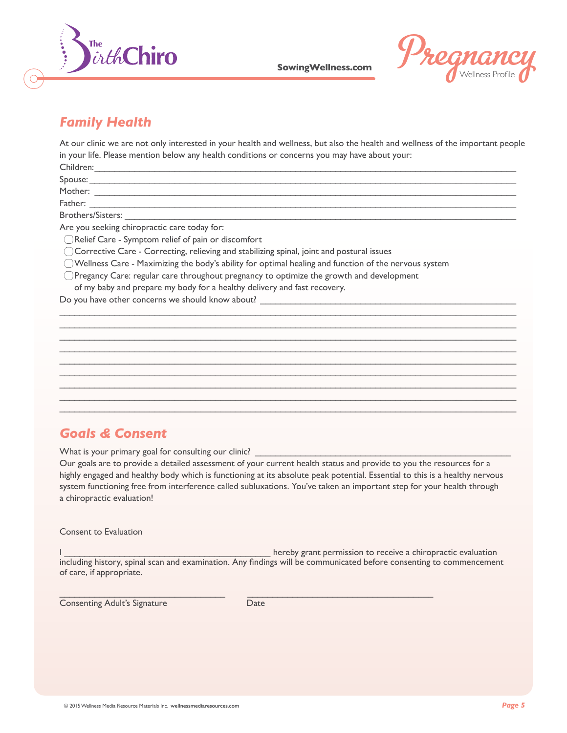## Family Health

At our clinic we are not only interested in your health and wellness, but also the health and wellness of the important people in your life. Please mention below any health conditions or concerns you may have about your:

Children: ____________________________________________

Spouse: ____________________________________________

Mother: ____________________________________________

Father: ____________________________________________

Brothers/Sisters: ____________________________________________

Are you seeking chiropractic care today for:

- ☐ Relief Care - Symptom relief of pain or discomfort
- ☐ Corrective Care - Correcting, relieving and stabilizing spinal, joint and postural issues
- ☐ Wellness Care - Maximizing the body's ability for optimal healing and function of the nervous system
- ☐ Pregancy Care: regular care throughout pregnancy to optimize the growth and development of my baby and prepare my body for a healthy delivery and fast recovery.

Do you have other concerns we should know about? ____________________________________________

____________________________________________

____________________________________________

____________________________________________

____________________________________________

____________________________________________

____________________________________________

____________________________________________

____________________________________________

____________________________________________

## Goals & Consent

What is your primary goal for consulting our clinic? ____________________________________________

Our goals are to provide a detailed assessment of your current health status and provide to you the resources for a highly engaged and healthy body which is functioning at its absolute peak potential. Essential to this is a healthy nervous system functioning free from interference called subluxations. You've taken an important step for your health through a chiropractic evaluation!

Consent to Evaluation

I ____________________________________________ hereby grant permission to receive a chiropractic evaluation including history, spinal scan and examination. Any findings will be communicated before consenting to commencement of care, if appropriate.

____________________________________________ ____________________________________________

Consenting Adult's Signature Date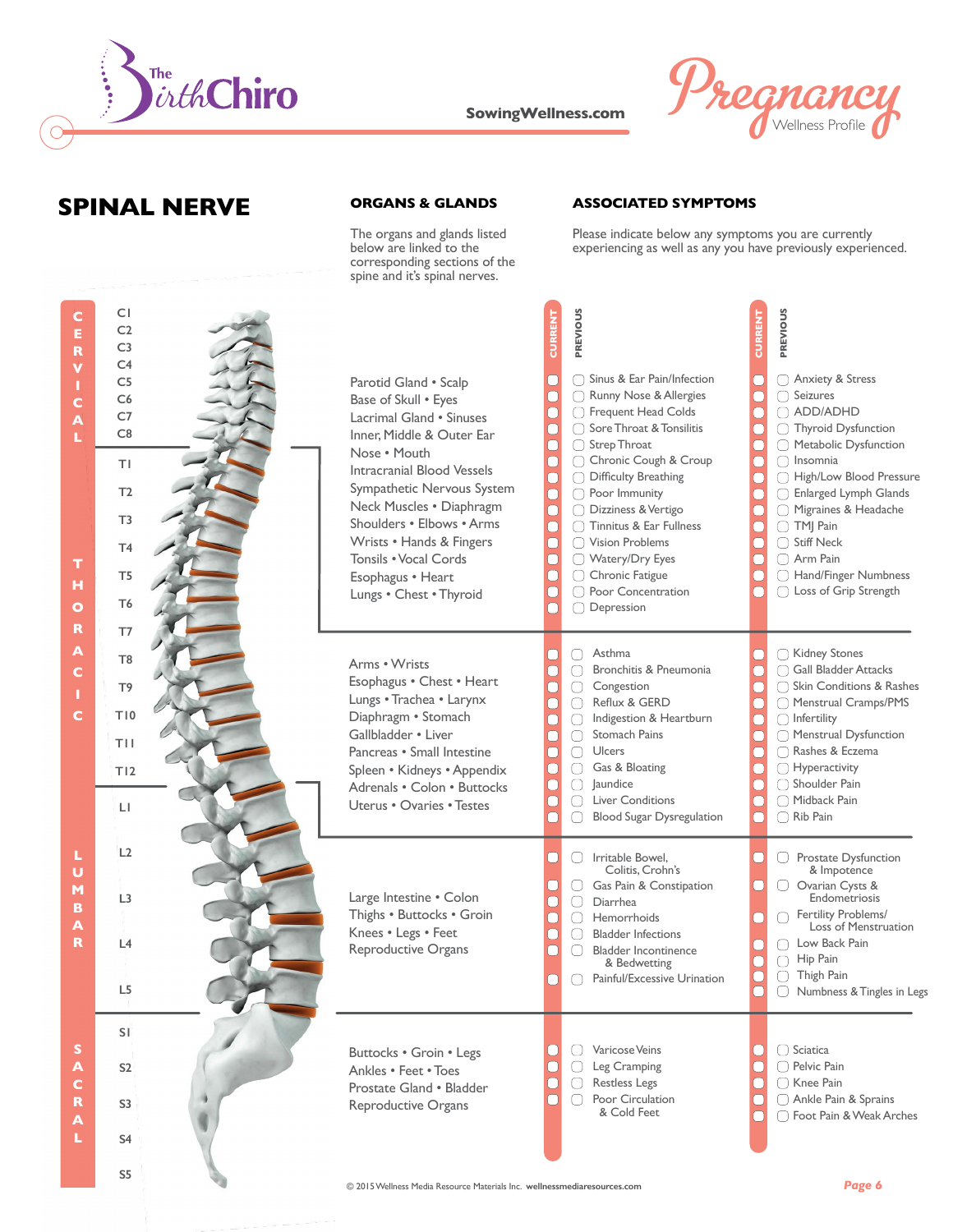**The BirthChiro**

**SowingWellness.com**

# Pregnancy Wellness Profile

| SPINAL NERVE | ORGANS & GLANDS | ASSOCIATED SYMPTOMS | |
|---|---|---|---|
| | The organs and glands listed below are linked to the corresponding sections of the spine and it's spinal nerves. | Please indicate below any symptoms you are currently experiencing as well as any you have previously experienced. (CURRENT / PREVIOUS) | |
| CERVICAL: C1, C2, C3, C4, C5, C6, C7, C8; THORACIC: T1–T4 | Parotid Gland • Scalp<br>Base of Skull • Eyes<br>Lacrimal Gland • Sinuses<br>Inner, Middle & Outer Ear<br>Nose • Mouth<br>Intracranial Blood Vessels<br>Sympathetic Nervous System<br>Neck Muscles • Diaphragm<br>Shoulders • Elbows • Arms<br>Wrists • Hands & Fingers<br>Tonsils • Vocal Cords<br>Esophagus • Heart<br>Lungs • Chest • Thyroid | ☐ ☐ Sinus & Ear Pain/Infection<br>☐ ☐ Runny Nose & Allergies<br>☐ ☐ Frequent Head Colds<br>☐ ☐ Sore Throat & Tonsilitis<br>☐ ☐ Strep Throat<br>☐ ☐ Chronic Cough & Croup<br>☐ ☐ Difficulty Breathing<br>☐ ☐ Poor Immunity<br>☐ ☐ Dizziness & Vertigo<br>☐ ☐ Tinnitus & Ear Fullness<br>☐ ☐ Vision Problems<br>☐ ☐ Watery/Dry Eyes<br>☐ ☐ Chronic Fatigue<br>☐ ☐ Poor Concentration<br>☐ ☐ Depression | ☐ ☐ Anxiety & Stress<br>☐ ☐ Seizures<br>☐ ☐ ADD/ADHD<br>☐ ☐ Thyroid Dysfunction<br>☐ ☐ Metabolic Dysfunction<br>☐ ☐ Insomnia<br>☐ ☐ High/Low Blood Pressure<br>☐ ☐ Enlarged Lymph Glands<br>☐ ☐ Migraines & Headache<br>☐ ☐ TMJ Pain<br>☐ ☐ Stiff Neck<br>☐ ☐ Arm Pain<br>☐ ☐ Hand/Finger Numbness<br>☐ ☐ Loss of Grip Strength |
| THORACIC: T5, T6, T7, T8, T9, T10, T11, T12 | Arms • Wrists<br>Esophagus • Chest • Heart<br>Lungs • Trachea • Larynx<br>Diaphragm • Stomach<br>Gallbladder • Liver<br>Pancreas • Small Intestine<br>Spleen • Kidneys • Appendix<br>Adrenals • Colon • Buttocks<br>Uterus • Ovaries • Testes | ☐ ☐ Asthma<br>☐ ☐ Bronchitis & Pneumonia<br>☐ ☐ Congestion<br>☐ ☐ Reflux & GERD<br>☐ ☐ Indigestion & Heartburn<br>☐ ☐ Stomach Pains<br>☐ ☐ Ulcers<br>☐ ☐ Gas & Bloating<br>☐ ☐ Jaundice<br>☐ ☐ Liver Conditions<br>☐ ☐ Blood Sugar Dysregulation | ☐ ☐ Kidney Stones<br>☐ ☐ Gall Bladder Attacks<br>☐ ☐ Skin Conditions & Rashes<br>☐ ☐ Menstrual Cramps/PMS<br>☐ ☐ Infertility<br>☐ ☐ Menstrual Dysfunction<br>☐ ☐ Rashes & Eczema<br>☐ ☐ Hyperactivity<br>☐ ☐ Shoulder Pain<br>☐ ☐ Midback Pain<br>☐ ☐ Rib Pain |
| LUMBAR: L1, L2, L3, L4, L5 | Large Intestine • Colon<br>Thighs • Buttocks • Groin<br>Knees • Legs • Feet<br>Reproductive Organs | ☐ ☐ Irritable Bowel, Colitis, Crohn's<br>☐ ☐ Gas Pain & Constipation<br>☐ ☐ Diarrhea<br>☐ ☐ Hemorrhoids<br>☐ ☐ Bladder Infections<br>☐ ☐ Bladder Incontinence & Bedwetting<br>☐ ☐ Painful/Excessive Urination | ☐ ☐ Prostate Dysfunction & Impotence<br>☐ ☐ Ovarian Cysts & Endometriosis<br>☐ ☐ Fertility Problems/ Loss of Menstruation<br>☐ ☐ Low Back Pain<br>☐ ☐ Hip Pain<br>☐ ☐ Thigh Pain<br>☐ ☐ Numbness & Tingles in Legs |
| SACRAL: S1, S2, S3, S4, S5 | Buttocks • Groin • Legs<br>Ankles • Feet • Toes<br>Prostate Gland • Bladder<br>Reproductive Organs | ☐ ☐ Varicose Veins<br>☐ ☐ Leg Cramping<br>☐ ☐ Restless Legs<br>☐ ☐ Poor Circulation & Cold Feet | ☐ ☐ Sciatica<br>☐ ☐ Pelvic Pain<br>☐ ☐ Knee Pain<br>☐ ☐ Ankle Pain & Sprains<br>☐ ☐ Foot Pain & Weak Arches |

© 2015 Wellness Media Resource Materials Inc. wellnessmediaresources.com